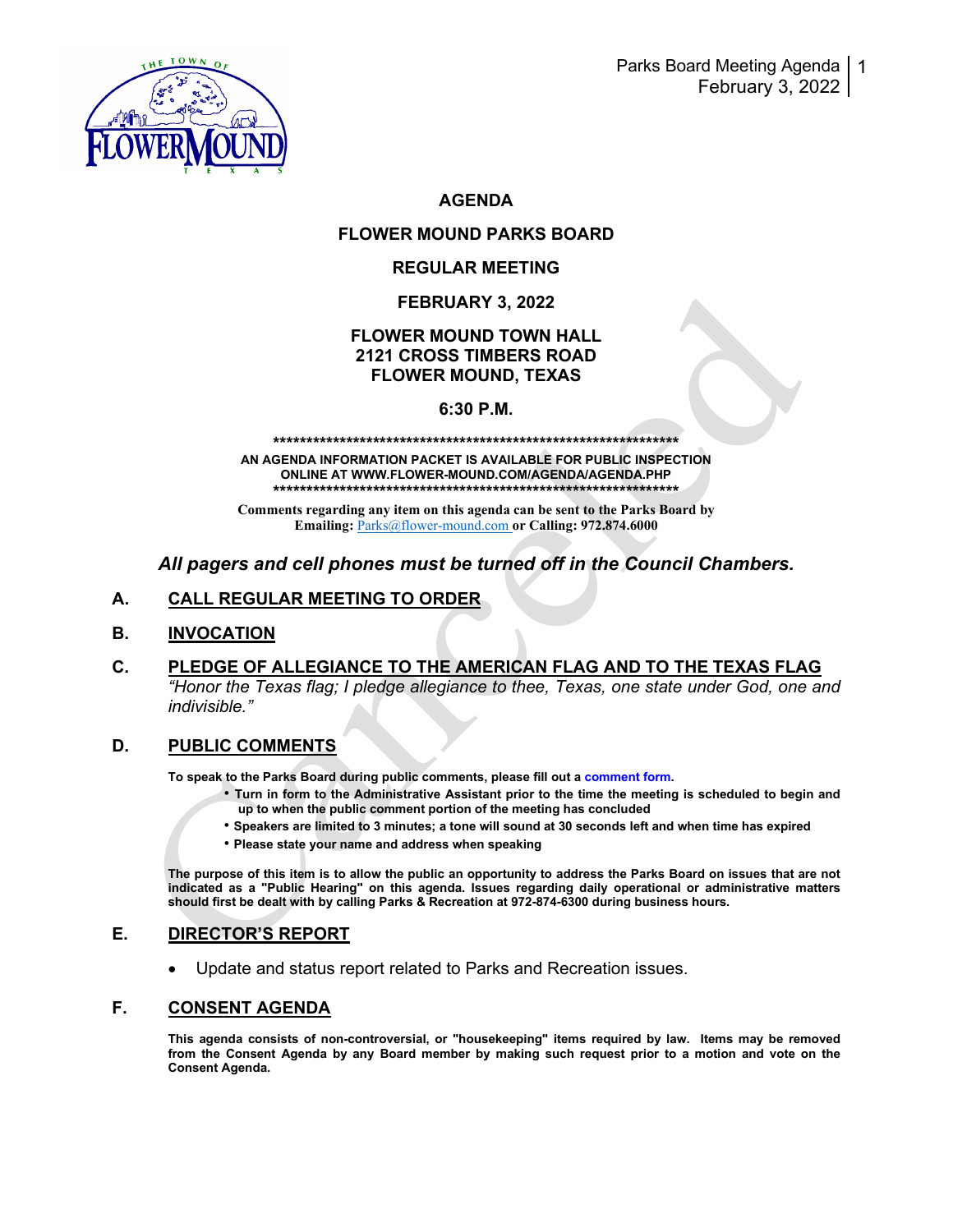# AGENDA

## FLOWER MOUND PARKS BOARD

## REGULAR MEETING

## FEBRUARY 3, 2022

**FLOWER MOUND TOWN HALL**
**2121 CROSS TIMBERS ROAD**
**FLOWER MOUND, TEXAS**

**6:30 P.M.**

*****************************************************************

**AN AGENDA INFORMATION PACKET IS AVAILABLE FOR PUBLIC INSPECTION ONLINE AT WWW.FLOWER-MOUND.COM/AGENDA/AGENDA.PHP**

*****************************************************************

**Comments regarding any item on this agenda can be sent to the Parks Board by Emailing:** Parks@flower-mound.com **or Calling: 972.874.6000**

***All pagers and cell phones must be turned off in the Council Chambers.***

**A. CALL REGULAR MEETING TO ORDER**

**B. INVOCATION**

**C. PLEDGE OF ALLEGIANCE TO THE AMERICAN FLAG AND TO THE TEXAS FLAG**

*"Honor the Texas flag; I pledge allegiance to thee, Texas, one state under God, one and indivisible."*

**D. PUBLIC COMMENTS**

**To speak to the Parks Board during public comments, please fill out a comment form.**

- **Turn in form to the Administrative Assistant prior to the time the meeting is scheduled to begin and up to when the public comment portion of the meeting has concluded**
- **Speakers are limited to 3 minutes; a tone will sound at 30 seconds left and when time has expired**
- **Please state your name and address when speaking**

**The purpose of this item is to allow the public an opportunity to address the Parks Board on issues that are not indicated as a "Public Hearing" on this agenda. Issues regarding daily operational or administrative matters should first be dealt with by calling Parks & Recreation at 972-874-6300 during business hours.**

**E. DIRECTOR'S REPORT**

- Update and status report related to Parks and Recreation issues.

**F. CONSENT AGENDA**

**This agenda consists of non-controversial, or "housekeeping" items required by law. Items may be removed from the Consent Agenda by any Board member by making such request prior to a motion and vote on the Consent Agenda.**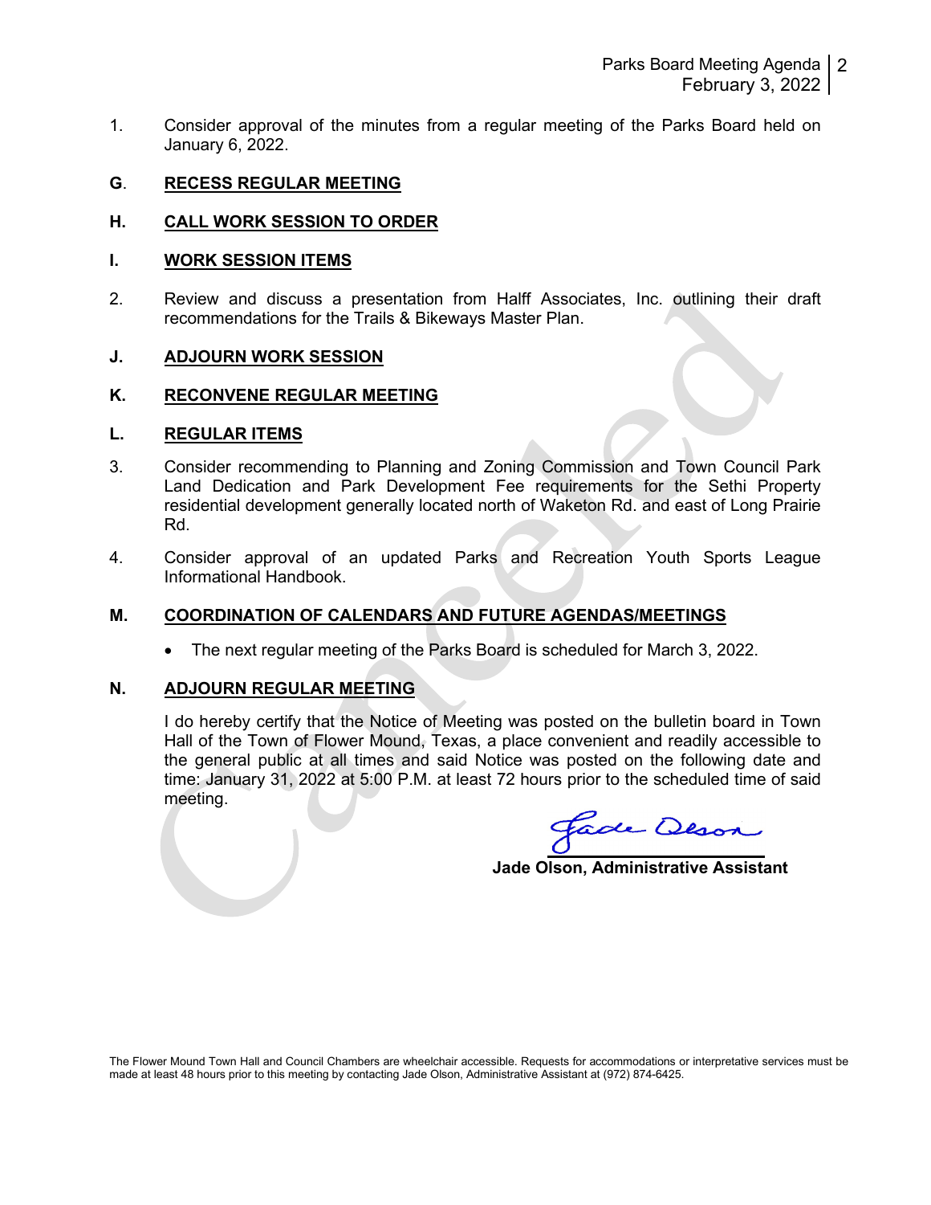1. Consider approval of the minutes from a regular meeting of the Parks Board held on January 6, 2022.

**G. RECESS REGULAR MEETING**

**H. CALL WORK SESSION TO ORDER**

**I. WORK SESSION ITEMS**

2. Review and discuss a presentation from Halff Associates, Inc. outlining their draft recommendations for the Trails & Bikeways Master Plan.

**J. ADJOURN WORK SESSION**

**K. RECONVENE REGULAR MEETING**

**L. REGULAR ITEMS**

3. Consider recommending to Planning and Zoning Commission and Town Council Park Land Dedication and Park Development Fee requirements for the Sethi Property residential development generally located north of Waketon Rd. and east of Long Prairie Rd.

4. Consider approval of an updated Parks and Recreation Youth Sports League Informational Handbook.

**M. COORDINATION OF CALENDARS AND FUTURE AGENDAS/MEETINGS**

- The next regular meeting of the Parks Board is scheduled for March 3, 2022.

**N. ADJOURN REGULAR MEETING**

I do hereby certify that the Notice of Meeting was posted on the bulletin board in Town Hall of the Town of Flower Mound, Texas, a place convenient and readily accessible to the general public at all times and said Notice was posted on the following date and time: January 31, 2022 at 5:00 P.M. at least 72 hours prior to the scheduled time of said meeting.

Jade Olson

**Jade Olson, Administrative Assistant**

Canceled

The Flower Mound Town Hall and Council Chambers are wheelchair accessible. Requests for accommodations or interpretative services must be made at least 48 hours prior to this meeting by contacting Jade Olson, Administrative Assistant at (972) 874-6425.